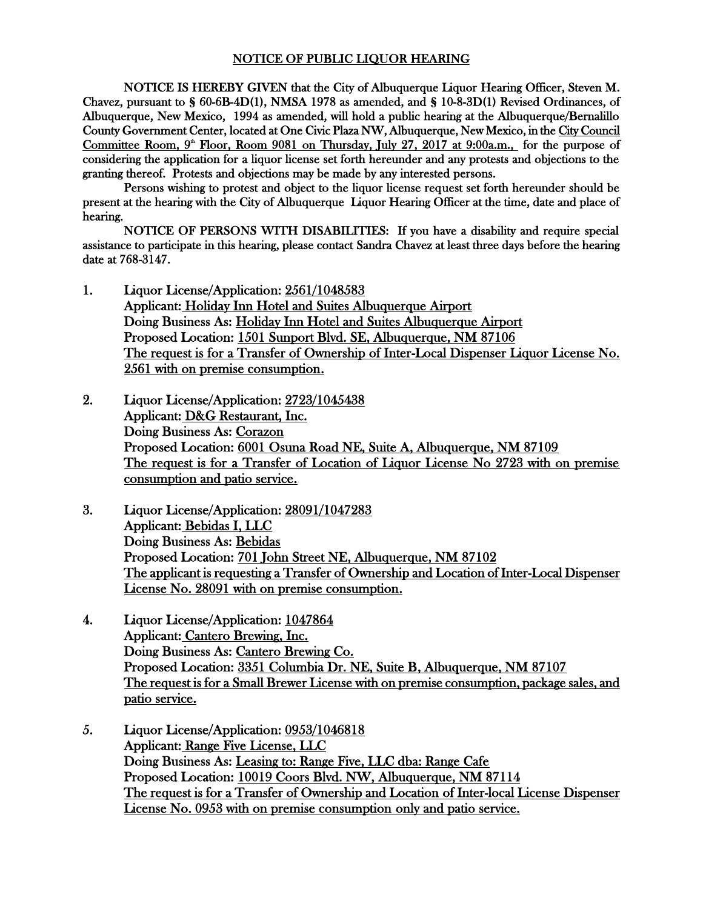# NOTICE OF PUBLIC LIQUOR HEARING

NOTICE IS HEREBY GIVEN that the City of Albuquerque Liquor Hearing Officer, Steven M. Chavez, pursuant to § 60-6B-4D(1), NMSA 1978 as amended, and § 10-8-3D(1) Revised Ordinances, of Albuquerque, New Mexico, 1994 as amended, will hold a public hearing at the Albuquerque/Bernalillo County Government Center, located at One Civic Plaza NW, Albuquerque, New Mexico, in the City Council Committee Room, 9th Floor, Room 9081 on Thursday, July 27, 2017 at 9:00a.m., for the purpose of considering the application for a liquor license set forth hereunder and any protests and objections to the granting thereof. Protests and objections may be made by any interested persons.

Persons wishing to protest and object to the liquor license request set forth hereunder should be present at the hearing with the City of Albuquerque Liquor Hearing Officer at the time, date and place of hearing.

NOTICE OF PERSONS WITH DISABILITIES: If you have a disability and require special assistance to participate in this hearing, please contact Sandra Chavez at least three days before the hearing date at 768-3147.

1. Liquor License/Application: 2561/1048583
   Applicant: Holiday Inn Hotel and Suites Albuquerque Airport
   Doing Business As: Holiday Inn Hotel and Suites Albuquerque Airport
   Proposed Location: 1501 Sunport Blvd. SE, Albuquerque, NM 87106
   The request is for a Transfer of Ownership of Inter-Local Dispenser Liquor License No. 2561 with on premise consumption.

2. Liquor License/Application: 2723/1045438
   Applicant: D&G Restaurant, Inc.
   Doing Business As: Corazon
   Proposed Location: 6001 Osuna Road NE, Suite A, Albuquerque, NM 87109
   The request is for a Transfer of Location of Liquor License No 2723 with on premise consumption and patio service.

3. Liquor License/Application: 28091/1047283
   Applicant: Bebidas I, LLC
   Doing Business As: Bebidas
   Proposed Location: 701 John Street NE, Albuquerque, NM 87102
   The applicant is requesting a Transfer of Ownership and Location of Inter-Local Dispenser License No. 28091 with on premise consumption.

4. Liquor License/Application: 1047864
   Applicant: Cantero Brewing, Inc.
   Doing Business As: Cantero Brewing Co.
   Proposed Location: 3351 Columbia Dr. NE, Suite B, Albuquerque, NM 87107
   The request is for a Small Brewer License with on premise consumption, package sales, and patio service.

5. Liquor License/Application: 0953/1046818
   Applicant: Range Five License, LLC
   Doing Business As: Leasing to: Range Five, LLC dba: Range Cafe
   Proposed Location: 10019 Coors Blvd. NW, Albuquerque, NM 87114
   The request is for a Transfer of Ownership and Location of Inter-local License Dispenser License No. 0953 with on premise consumption only and patio service.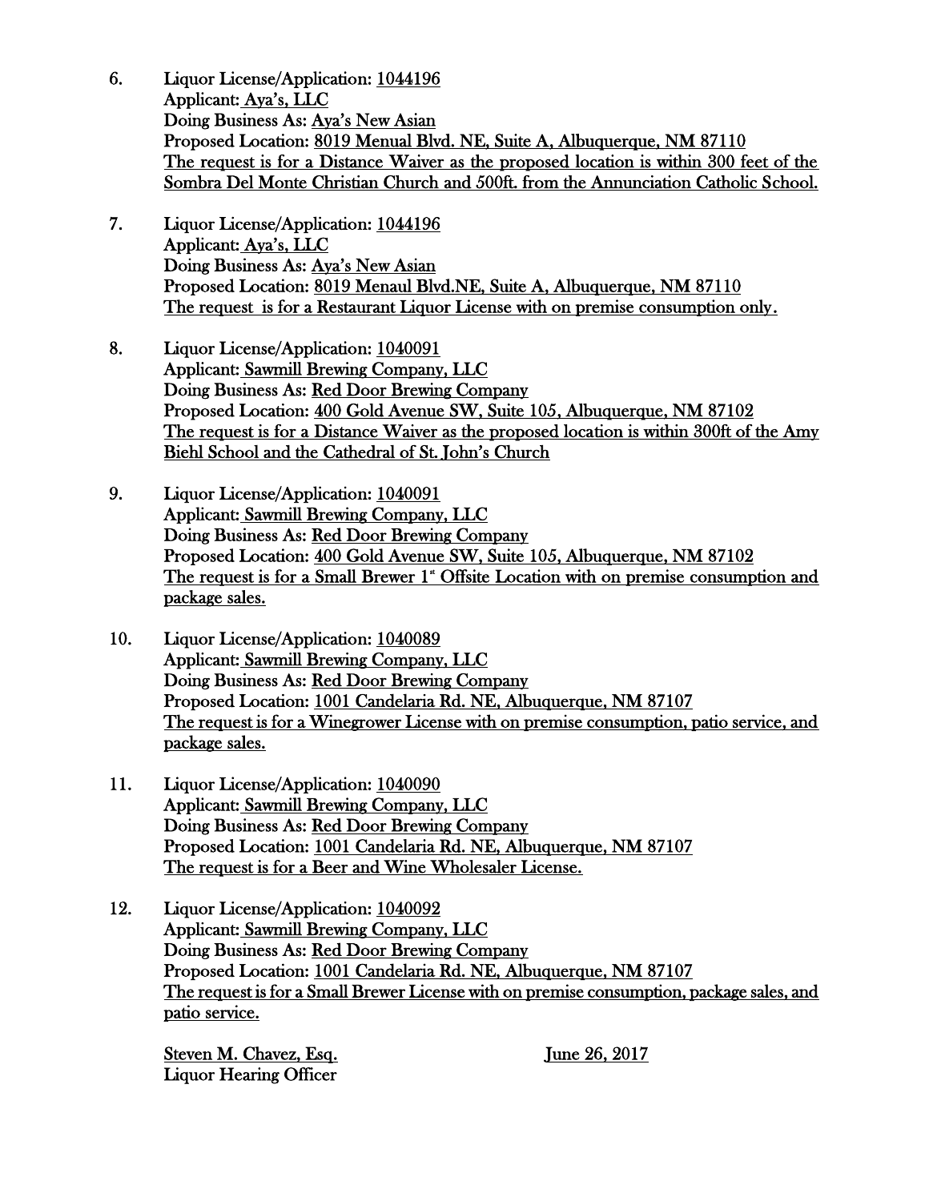6. Liquor License/Application: 1044196
   Applicant: Aya's, LLC
   Doing Business As: Aya's New Asian
   Proposed Location: 8019 Menual Blvd. NE, Suite A, Albuquerque, NM 87110
   The request is for a Distance Waiver as the proposed location is within 300 feet of the Sombra Del Monte Christian Church and 500ft. from the Annunciation Catholic School.

7. Liquor License/Application: 1044196
   Applicant: Aya's, LLC
   Doing Business As: Aya's New Asian
   Proposed Location: 8019 Menaul Blvd.NE, Suite A, Albuquerque, NM 87110
   The request is for a Restaurant Liquor License with on premise consumption only.

8. Liquor License/Application: 1040091
   Applicant: Sawmill Brewing Company, LLC
   Doing Business As: Red Door Brewing Company
   Proposed Location: 400 Gold Avenue SW, Suite 105, Albuquerque, NM 87102
   The request is for a Distance Waiver as the proposed location is within 300ft of the Amy Biehl School and the Cathedral of St. John's Church

9. Liquor License/Application: 1040091
   Applicant: Sawmill Brewing Company, LLC
   Doing Business As: Red Door Brewing Company
   Proposed Location: 400 Gold Avenue SW, Suite 105, Albuquerque, NM 87102
   The request is for a Small Brewer 1st Offsite Location with on premise consumption and package sales.

10. Liquor License/Application: 1040089
    Applicant: Sawmill Brewing Company, LLC
    Doing Business As: Red Door Brewing Company
    Proposed Location: 1001 Candelaria Rd. NE, Albuquerque, NM 87107
    The request is for a Winegrower License with on premise consumption, patio service, and package sales.

11. Liquor License/Application: 1040090
    Applicant: Sawmill Brewing Company, LLC
    Doing Business As: Red Door Brewing Company
    Proposed Location: 1001 Candelaria Rd. NE, Albuquerque, NM 87107
    The request is for a Beer and Wine Wholesaler License.

12. Liquor License/Application: 1040092
    Applicant: Sawmill Brewing Company, LLC
    Doing Business As: Red Door Brewing Company
    Proposed Location: 1001 Candelaria Rd. NE, Albuquerque, NM 87107
    The request is for a Small Brewer License with on premise consumption, package sales, and patio service.

Steven M. Chavez, Esq.
Liquor Hearing Officer

June 26, 2017